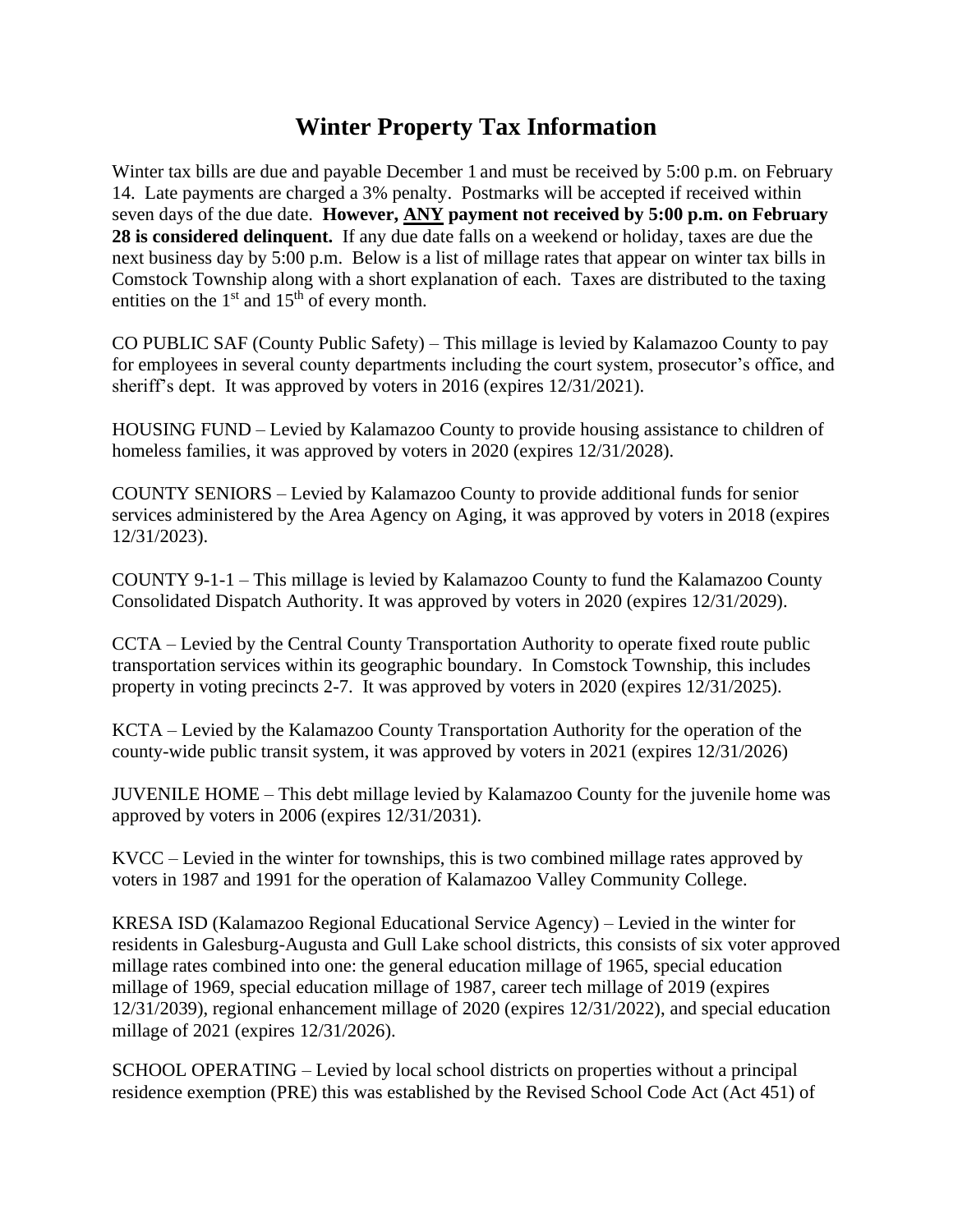# Winter Property Tax Information

Winter tax bills are due and payable December 1 and must be received by 5:00 p.m. on February 14. Late payments are charged a 3% penalty. Postmarks will be accepted if received within seven days of the due date. **However, ANY payment not received by 5:00 p.m. on February 28 is considered delinquent.** If any due date falls on a weekend or holiday, taxes are due the next business day by 5:00 p.m. Below is a list of millage rates that appear on winter tax bills in Comstock Township along with a short explanation of each. Taxes are distributed to the taxing entities on the 1st and 15th of every month.

CO PUBLIC SAF (County Public Safety) – This millage is levied by Kalamazoo County to pay for employees in several county departments including the court system, prosecutor's office, and sheriff's dept. It was approved by voters in 2016 (expires 12/31/2021).

HOUSING FUND – Levied by Kalamazoo County to provide housing assistance to children of homeless families, it was approved by voters in 2020 (expires 12/31/2028).

COUNTY SENIORS – Levied by Kalamazoo County to provide additional funds for senior services administered by the Area Agency on Aging, it was approved by voters in 2018 (expires 12/31/2023).

COUNTY 9-1-1 – This millage is levied by Kalamazoo County to fund the Kalamazoo County Consolidated Dispatch Authority. It was approved by voters in 2020 (expires 12/31/2029).

CCTA – Levied by the Central County Transportation Authority to operate fixed route public transportation services within its geographic boundary. In Comstock Township, this includes property in voting precincts 2-7. It was approved by voters in 2020 (expires 12/31/2025).

KCTA – Levied by the Kalamazoo County Transportation Authority for the operation of the county-wide public transit system, it was approved by voters in 2021 (expires 12/31/2026)

JUVENILE HOME – This debt millage levied by Kalamazoo County for the juvenile home was approved by voters in 2006 (expires 12/31/2031).

KVCC – Levied in the winter for townships, this is two combined millage rates approved by voters in 1987 and 1991 for the operation of Kalamazoo Valley Community College.

KRESA ISD (Kalamazoo Regional Educational Service Agency) – Levied in the winter for residents in Galesburg-Augusta and Gull Lake school districts, this consists of six voter approved millage rates combined into one: the general education millage of 1965, special education millage of 1969, special education millage of 1987, career tech millage of 2019 (expires 12/31/2039), regional enhancement millage of 2020 (expires 12/31/2022), and special education millage of 2021 (expires 12/31/2026).

SCHOOL OPERATING – Levied by local school districts on properties without a principal residence exemption (PRE) this was established by the Revised School Code Act (Act 451) of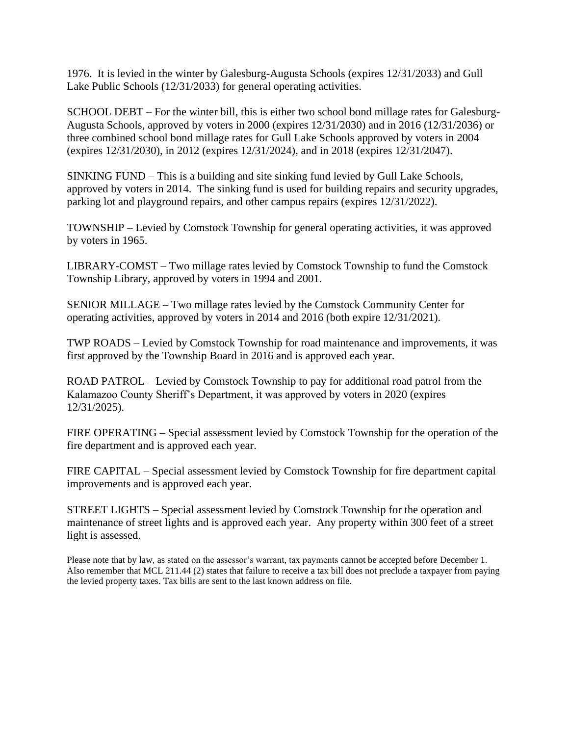1976. It is levied in the winter by Galesburg-Augusta Schools (expires 12/31/2033) and Gull Lake Public Schools (12/31/2033) for general operating activities.

SCHOOL DEBT – For the winter bill, this is either two school bond millage rates for Galesburg-Augusta Schools, approved by voters in 2000 (expires 12/31/2030) and in 2016 (12/31/2036) or three combined school bond millage rates for Gull Lake Schools approved by voters in 2004 (expires 12/31/2030), in 2012 (expires 12/31/2024), and in 2018 (expires 12/31/2047).

SINKING FUND – This is a building and site sinking fund levied by Gull Lake Schools, approved by voters in 2014. The sinking fund is used for building repairs and security upgrades, parking lot and playground repairs, and other campus repairs (expires 12/31/2022).

TOWNSHIP – Levied by Comstock Township for general operating activities, it was approved by voters in 1965.

LIBRARY-COMST – Two millage rates levied by Comstock Township to fund the Comstock Township Library, approved by voters in 1994 and 2001.

SENIOR MILLAGE – Two millage rates levied by the Comstock Community Center for operating activities, approved by voters in 2014 and 2016 (both expire 12/31/2021).

TWP ROADS – Levied by Comstock Township for road maintenance and improvements, it was first approved by the Township Board in 2016 and is approved each year.

ROAD PATROL – Levied by Comstock Township to pay for additional road patrol from the Kalamazoo County Sheriff's Department, it was approved by voters in 2020 (expires 12/31/2025).

FIRE OPERATING – Special assessment levied by Comstock Township for the operation of the fire department and is approved each year.

FIRE CAPITAL – Special assessment levied by Comstock Township for fire department capital improvements and is approved each year.

STREET LIGHTS – Special assessment levied by Comstock Township for the operation and maintenance of street lights and is approved each year. Any property within 300 feet of a street light is assessed.

Please note that by law, as stated on the assessor's warrant, tax payments cannot be accepted before December 1. Also remember that MCL 211.44 (2) states that failure to receive a tax bill does not preclude a taxpayer from paying the levied property taxes. Tax bills are sent to the last known address on file.